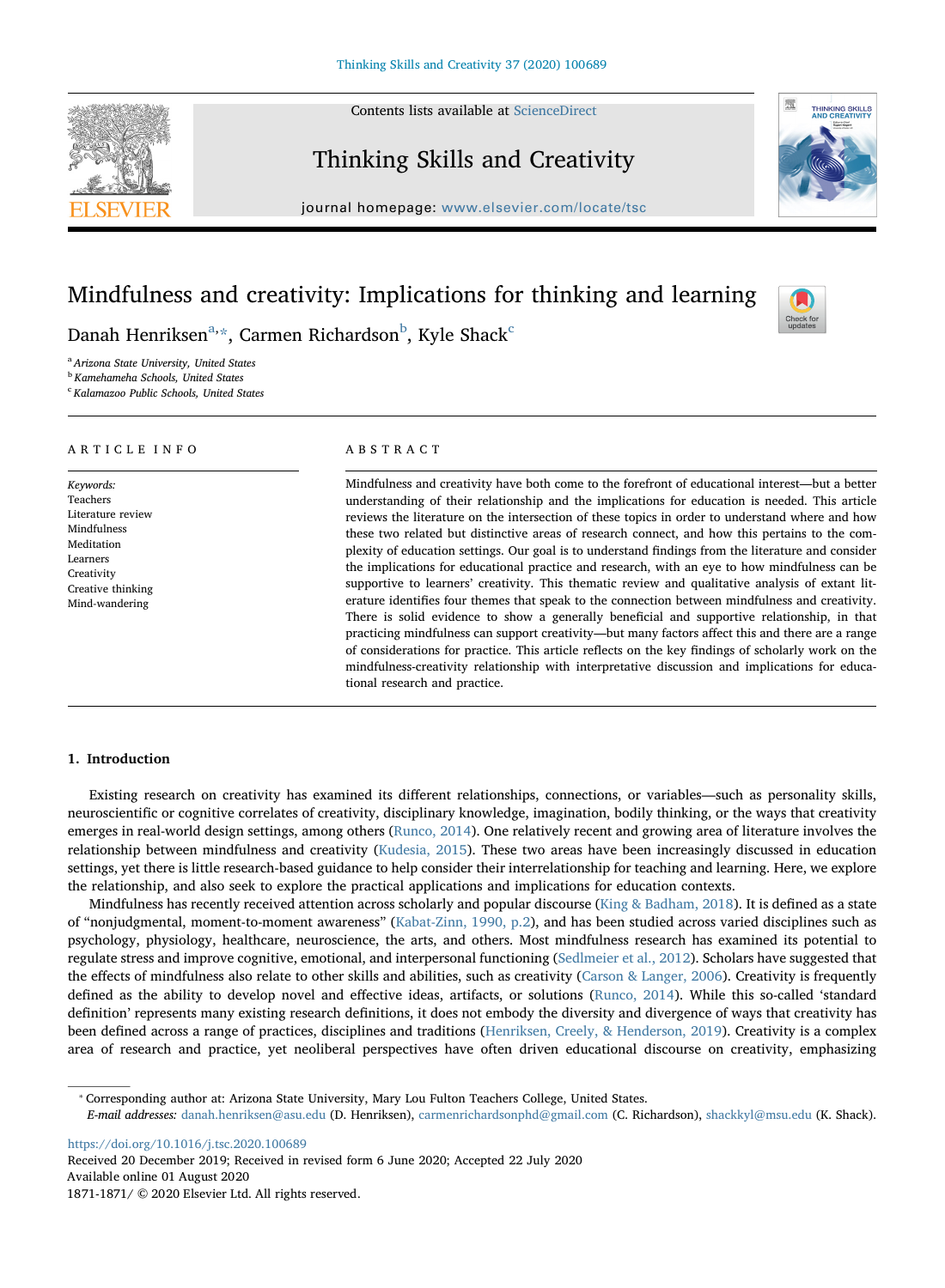# Mindfulness and creativity: Implications for thinking and learning

Danah Henriksen[a,*], Carmen Richardson[b], Kyle Shack[c]

[a] Arizona State University, United States
[b] Kamehameha Schools, United States
[c] Kalamazoo Public Schools, United States

## ARTICLE INFO

*Keywords:*
Teachers
Literature review
Mindfulness
Meditation
Learners
Creativity
Creative thinking
Mind-wandering

## ABSTRACT

Mindfulness and creativity have both come to the forefront of educational interest—but a better understanding of their relationship and the implications for education is needed. This article reviews the literature on the intersection of these topics in order to understand where and how these two related but distinctive areas of research connect, and how this pertains to the complexity of education settings. Our goal is to understand findings from the literature and consider the implications for educational practice and research, with an eye to how mindfulness can be supportive to learners' creativity. This thematic review and qualitative analysis of extant literature identifies four themes that speak to the connection between mindfulness and creativity. There is solid evidence to show a generally beneficial and supportive relationship, in that practicing mindfulness can support creativity—but many factors affect this and there are a range of considerations for practice. This article reflects on the key findings of scholarly work on the mindfulness-creativity relationship with interpretative discussion and implications for educational research and practice.

## 1. Introduction

Existing research on creativity has examined its different relationships, connections, or variables—such as personality skills, neuroscientific or cognitive correlates of creativity, disciplinary knowledge, imagination, bodily thinking, or the ways that creativity emerges in real-world design settings, among others (Runco, 2014). One relatively recent and growing area of literature involves the relationship between mindfulness and creativity (Kudesia, 2015). These two areas have been increasingly discussed in education settings, yet there is little research-based guidance to help consider their interrelationship for teaching and learning. Here, we explore the relationship, and also seek to explore the practical applications and implications for education contexts.

Mindfulness has recently received attention across scholarly and popular discourse (King & Badham, 2018). It is defined as a state of "nonjudgmental, moment-to-moment awareness" (Kabat-Zinn, 1990, p.2), and has been studied across varied disciplines such as psychology, physiology, healthcare, neuroscience, the arts, and others. Most mindfulness research has examined its potential to regulate stress and improve cognitive, emotional, and interpersonal functioning (Sedlmeier et al., 2012). Scholars have suggested that the effects of mindfulness also relate to other skills and abilities, such as creativity (Carson & Langer, 2006). Creativity is frequently defined as the ability to develop novel and effective ideas, artifacts, or solutions (Runco, 2014). While this so-called 'standard definition' represents many existing research definitions, it does not embody the diversity and divergence of ways that creativity has been defined across a range of practices, disciplines and traditions (Henriksen, Creely, & Henderson, 2019). Creativity is a complex area of research and practice, yet neoliberal perspectives have often driven educational discourse on creativity, emphasizing

---

* Corresponding author at: Arizona State University, Mary Lou Fulton Teachers College, United States.
*E-mail addresses:* danah.henriksen@asu.edu (D. Henriksen), carmenrichardsonphd@gmail.com (C. Richardson), shackkyl@msu.edu (K. Shack).

https://doi.org/10.1016/j.tsc.2020.100689
Received 20 December 2019; Received in revised form 6 June 2020; Accepted 22 July 2020
Available online 01 August 2020
1871-1871/ © 2020 Elsevier Ltd. All rights reserved.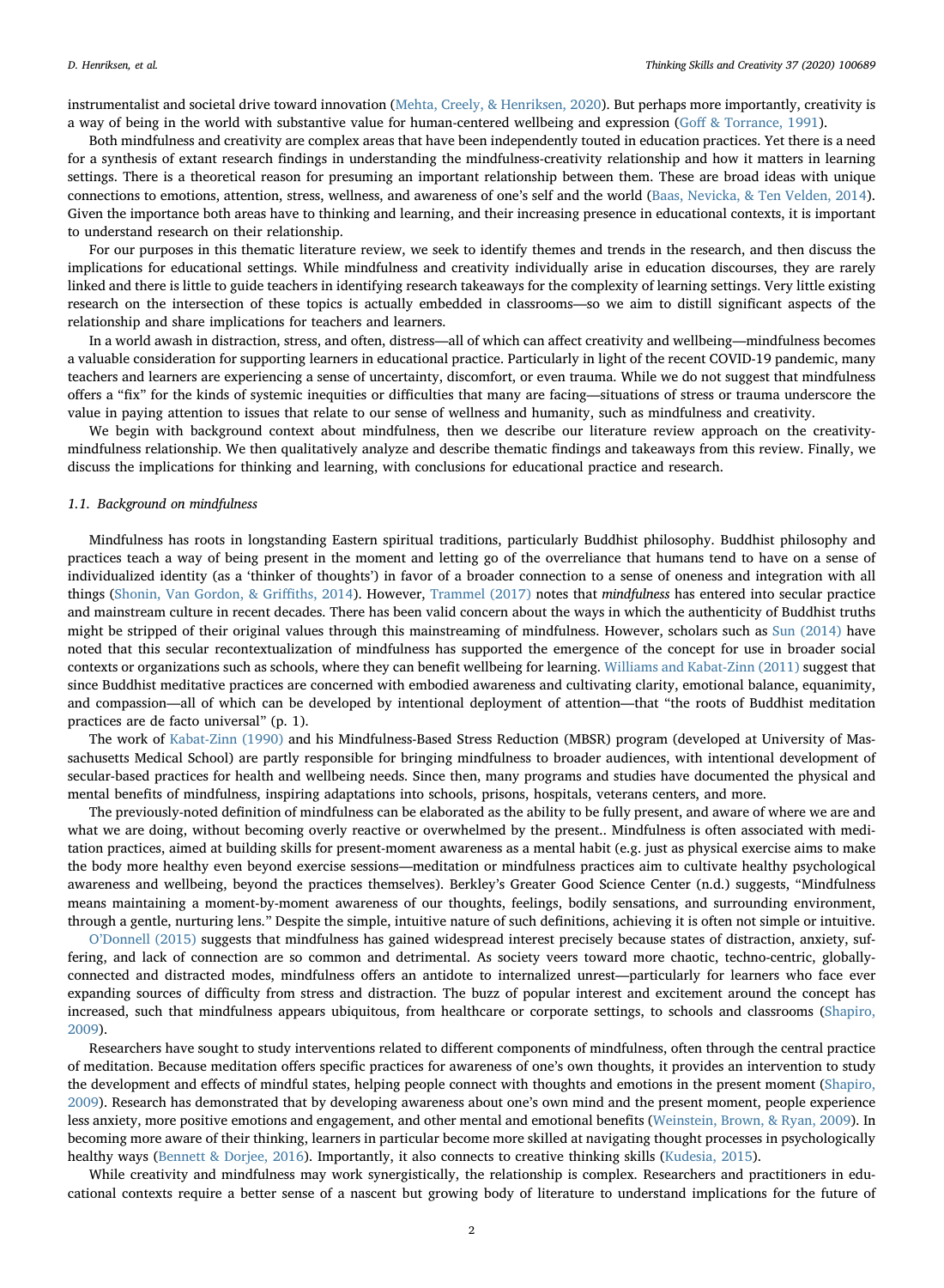instrumentalist and societal drive toward innovation (Mehta, Creely, & Henriksen, 2020). But perhaps more importantly, creativity is a way of being in the world with substantive value for human-centered wellbeing and expression (Goff & Torrance, 1991).

Both mindfulness and creativity are complex areas that have been independently touted in education practices. Yet there is a need for a synthesis of extant research findings in understanding the mindfulness-creativity relationship and how it matters in learning settings. There is a theoretical reason for presuming an important relationship between them. These are broad ideas with unique connections to emotions, attention, stress, wellness, and awareness of one's self and the world (Baas, Nevicka, & Ten Velden, 2014). Given the importance both areas have to thinking and learning, and their increasing presence in educational contexts, it is important to understand research on their relationship.

For our purposes in this thematic literature review, we seek to identify themes and trends in the research, and then discuss the implications for educational settings. While mindfulness and creativity individually arise in education discourses, they are rarely linked and there is little to guide teachers in identifying research takeaways for the complexity of learning settings. Very little existing research on the intersection of these topics is actually embedded in classrooms—so we aim to distill significant aspects of the relationship and share implications for teachers and learners.

In a world awash in distraction, stress, and often, distress—all of which can affect creativity and wellbeing—mindfulness becomes a valuable consideration for supporting learners in educational practice. Particularly in light of the recent COVID-19 pandemic, many teachers and learners are experiencing a sense of uncertainty, discomfort, or even trauma. While we do not suggest that mindfulness offers a "fix" for the kinds of systemic inequities or difficulties that many are facing—situations of stress or trauma underscore the value in paying attention to issues that relate to our sense of wellness and humanity, such as mindfulness and creativity.

We begin with background context about mindfulness, then we describe our literature review approach on the creativity-mindfulness relationship. We then qualitatively analyze and describe thematic findings and takeaways from this review. Finally, we discuss the implications for thinking and learning, with conclusions for educational practice and research.

### 1.1. Background on mindfulness

Mindfulness has roots in longstanding Eastern spiritual traditions, particularly Buddhist philosophy. Buddhist philosophy and practices teach a way of being present in the moment and letting go of the overreliance that humans tend to have on a sense of individualized identity (as a 'thinker of thoughts') in favor of a broader connection to a sense of oneness and integration with all things (Shonin, Van Gordon, & Griffiths, 2014). However, Trammel (2017) notes that *mindfulness* has entered into secular practice and mainstream culture in recent decades. There has been valid concern about the ways in which the authenticity of Buddhist truths might be stripped of their original values through this mainstreaming of mindfulness. However, scholars such as Sun (2014) have noted that this secular recontextualization of mindfulness has supported the emergence of the concept for use in broader social contexts or organizations such as schools, where they can benefit wellbeing for learning. Williams and Kabat-Zinn (2011) suggest that since Buddhist meditative practices are concerned with embodied awareness and cultivating clarity, emotional balance, equanimity, and compassion—all of which can be developed by intentional deployment of attention—that "the roots of Buddhist meditation practices are de facto universal" (p. 1).

The work of Kabat-Zinn (1990) and his Mindfulness-Based Stress Reduction (MBSR) program (developed at University of Massachusetts Medical School) are partly responsible for bringing mindfulness to broader audiences, with intentional development of secular-based practices for health and wellbeing needs. Since then, many programs and studies have documented the physical and mental benefits of mindfulness, inspiring adaptations into schools, prisons, hospitals, veterans centers, and more.

The previously-noted definition of mindfulness can be elaborated as the ability to be fully present, and aware of where we are and what we are doing, without becoming overly reactive or overwhelmed by the present.. Mindfulness is often associated with meditation practices, aimed at building skills for present-moment awareness as a mental habit (e.g. just as physical exercise aims to make the body more healthy even beyond exercise sessions—meditation or mindfulness practices aim to cultivate healthy psychological awareness and wellbeing, beyond the practices themselves). Berkley's Greater Good Science Center (n.d.) suggests, "Mindfulness means maintaining a moment-by-moment awareness of our thoughts, feelings, bodily sensations, and surrounding environment, through a gentle, nurturing lens." Despite the simple, intuitive nature of such definitions, achieving it is often not simple or intuitive.

O'Donnell (2015) suggests that mindfulness has gained widespread interest precisely because states of distraction, anxiety, suffering, and lack of connection are so common and detrimental. As society veers toward more chaotic, techno-centric, globally-connected and distracted modes, mindfulness offers an antidote to internalized unrest—particularly for learners who face ever expanding sources of difficulty from stress and distraction. The buzz of popular interest and excitement around the concept has increased, such that mindfulness appears ubiquitous, from healthcare or corporate settings, to schools and classrooms (Shapiro, 2009).

Researchers have sought to study interventions related to different components of mindfulness, often through the central practice of meditation. Because meditation offers specific practices for awareness of one's own thoughts, it provides an intervention to study the development and effects of mindful states, helping people connect with thoughts and emotions in the present moment (Shapiro, 2009). Research has demonstrated that by developing awareness about one's own mind and the present moment, people experience less anxiety, more positive emotions and engagement, and other mental and emotional benefits (Weinstein, Brown, & Ryan, 2009). In becoming more aware of their thinking, learners in particular become more skilled at navigating thought processes in psychologically healthy ways (Bennett & Dorjee, 2016). Importantly, it also connects to creative thinking skills (Kudesia, 2015).

While creativity and mindfulness may work synergistically, the relationship is complex. Researchers and practitioners in educational contexts require a better sense of a nascent but growing body of literature to understand implications for the future of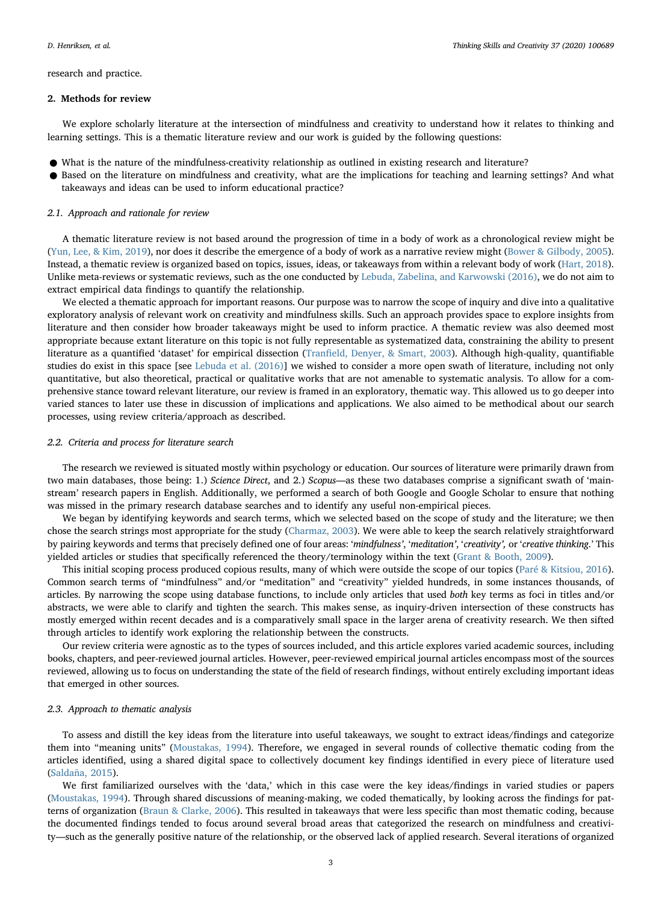research and practice.

## 2. Methods for review

We explore scholarly literature at the intersection of mindfulness and creativity to understand how it relates to thinking and learning settings. This is a thematic literature review and our work is guided by the following questions:

- What is the nature of the mindfulness-creativity relationship as outlined in existing research and literature?
- Based on the literature on mindfulness and creativity, what are the implications for teaching and learning settings? And what takeaways and ideas can be used to inform educational practice?

### *2.1. Approach and rationale for review*

A thematic literature review is not based around the progression of time in a body of work as a chronological review might be (Yun, Lee, & Kim, 2019), nor does it describe the emergence of a body of work as a narrative review might (Bower & Gilbody, 2005). Instead, a thematic review is organized based on topics, issues, ideas, or takeaways from within a relevant body of work (Hart, 2018). Unlike meta-reviews or systematic reviews, such as the one conducted by Lebuda, Zabelina, and Karwowski (2016), we do not aim to extract empirical data findings to quantify the relationship.

We elected a thematic approach for important reasons. Our purpose was to narrow the scope of inquiry and dive into a qualitative exploratory analysis of relevant work on creativity and mindfulness skills. Such an approach provides space to explore insights from literature and then consider how broader takeaways might be used to inform practice. A thematic review was also deemed most appropriate because extant literature on this topic is not fully representable as systematized data, constraining the ability to present literature as a quantified 'dataset' for empirical dissection (Tranfield, Denyer, & Smart, 2003). Although high-quality, quantifiable studies do exist in this space [see Lebuda et al. (2016)] we wished to consider a more open swath of literature, including not only quantitative, but also theoretical, practical or qualitative works that are not amenable to systematic analysis. To allow for a comprehensive stance toward relevant literature, our review is framed in an exploratory, thematic way. This allowed us to go deeper into varied stances to later use these in discussion of implications and applications. We also aimed to be methodical about our search processes, using review criteria/approach as described.

### *2.2. Criteria and process for literature search*

The research we reviewed is situated mostly within psychology or education. Our sources of literature were primarily drawn from two main databases, those being: 1.) *Science Direct*, and 2.) *Scopus*—as these two databases comprise a significant swath of 'mainstream' research papers in English. Additionally, we performed a search of both Google and Google Scholar to ensure that nothing was missed in the primary research database searches and to identify any useful non-empirical pieces.

We began by identifying keywords and search terms, which we selected based on the scope of study and the literature; we then chose the search strings most appropriate for the study (Charmaz, 2003). We were able to keep the search relatively straightforward by pairing keywords and terms that precisely defined one of four areas: '*mindfulness*', '*meditation*', '*creativity*', or '*creative thinking*.' This yielded articles or studies that specifically referenced the theory/terminology within the text (Grant & Booth, 2009).

This initial scoping process produced copious results, many of which were outside the scope of our topics (Paré & Kitsiou, 2016). Common search terms of "mindfulness" and/or "meditation" and "creativity" yielded hundreds, in some instances thousands, of articles. By narrowing the scope using database functions, to include only articles that used *both* key terms as foci in titles and/or abstracts, we were able to clarify and tighten the search. This makes sense, as inquiry-driven intersection of these constructs has mostly emerged within recent decades and is a comparatively small space in the larger arena of creativity research. We then sifted through articles to identify work exploring the relationship between the constructs.

Our review criteria were agnostic as to the types of sources included, and this article explores varied academic sources, including books, chapters, and peer-reviewed journal articles. However, peer-reviewed empirical journal articles encompass most of the sources reviewed, allowing us to focus on understanding the state of the field of research findings, without entirely excluding important ideas that emerged in other sources.

### *2.3. Approach to thematic analysis*

To assess and distill the key ideas from the literature into useful takeaways, we sought to extract ideas/findings and categorize them into "meaning units" (Moustakas, 1994). Therefore, we engaged in several rounds of collective thematic coding from the articles identified, using a shared digital space to collectively document key findings identified in every piece of literature used (Saldaña, 2015).

We first familiarized ourselves with the 'data,' which in this case were the key ideas/findings in varied studies or papers (Moustakas, 1994). Through shared discussions of meaning-making, we coded thematically, by looking across the findings for patterns of organization (Braun & Clarke, 2006). This resulted in takeaways that were less specific than most thematic coding, because the documented findings tended to focus around several broad areas that categorized the research on mindfulness and creativity—such as the generally positive nature of the relationship, or the observed lack of applied research. Several iterations of organized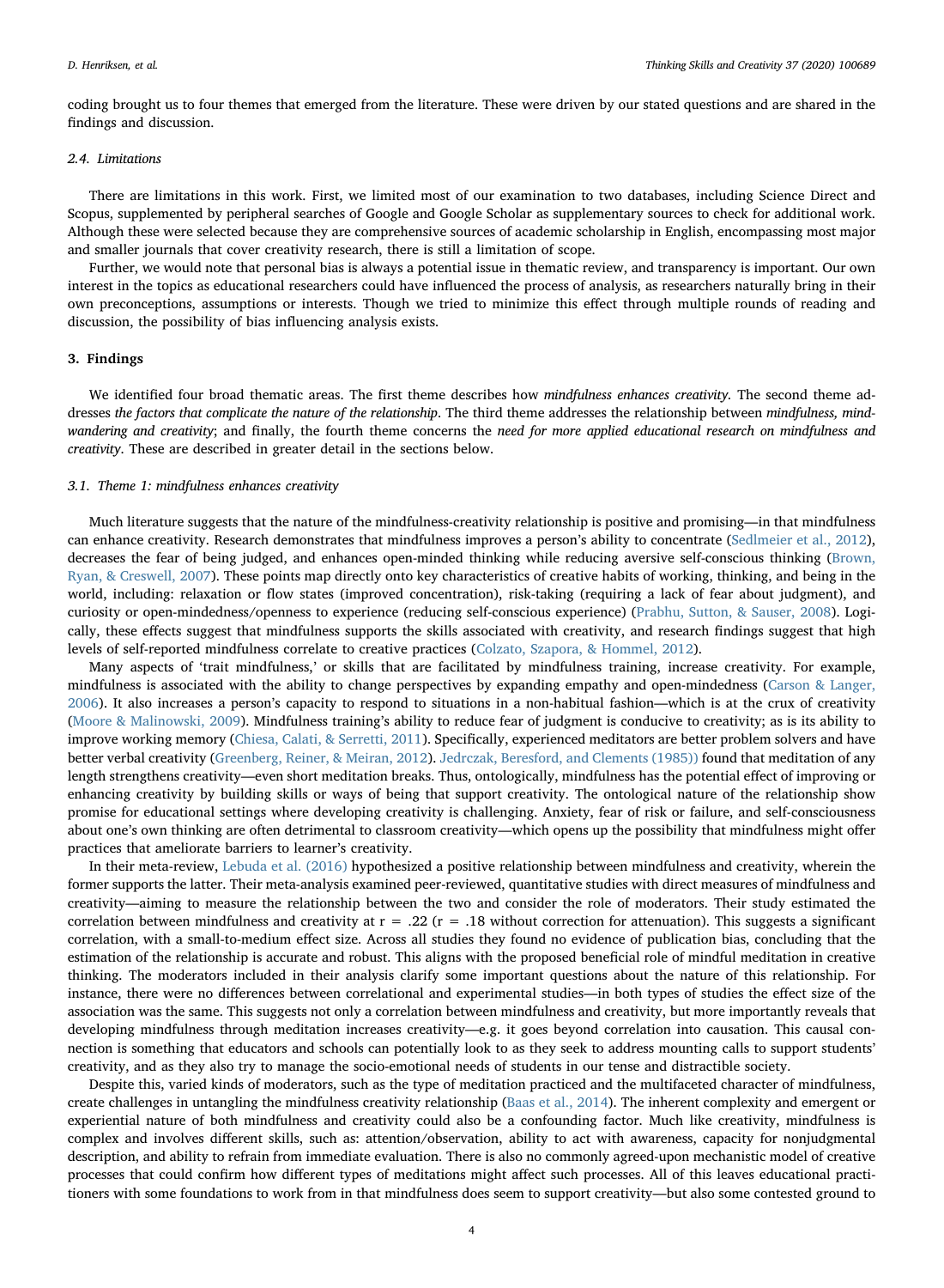coding brought us to four themes that emerged from the literature. These were driven by our stated questions and are shared in the findings and discussion.

### 2.4. Limitations

There are limitations in this work. First, we limited most of our examination to two databases, including Science Direct and Scopus, supplemented by peripheral searches of Google and Google Scholar as supplementary sources to check for additional work. Although these were selected because they are comprehensive sources of academic scholarship in English, encompassing most major and smaller journals that cover creativity research, there is still a limitation of scope.

Further, we would note that personal bias is always a potential issue in thematic review, and transparency is important. Our own interest in the topics as educational researchers could have influenced the process of analysis, as researchers naturally bring in their own preconceptions, assumptions or interests. Though we tried to minimize this effect through multiple rounds of reading and discussion, the possibility of bias influencing analysis exists.

## 3. Findings

We identified four broad thematic areas. The first theme describes how *mindfulness enhances creativity*. The second theme addresses *the factors that complicate the nature of the relationship*. The third theme addresses the relationship between *mindfulness, mind-wandering and creativity*; and finally, the fourth theme concerns the *need for more applied educational research on mindfulness and creativity*. These are described in greater detail in the sections below.

### 3.1. Theme 1: mindfulness enhances creativity

Much literature suggests that the nature of the mindfulness-creativity relationship is positive and promising—in that mindfulness can enhance creativity. Research demonstrates that mindfulness improves a person's ability to concentrate (Sedlmeier et al., 2012), decreases the fear of being judged, and enhances open-minded thinking while reducing aversive self-conscious thinking (Brown, Ryan, & Creswell, 2007). These points map directly onto key characteristics of creative habits of working, thinking, and being in the world, including: relaxation or flow states (improved concentration), risk-taking (requiring a lack of fear about judgment), and curiosity or open-mindedness/openness to experience (reducing self-conscious experience) (Prabhu, Sutton, & Sauser, 2008). Logically, these effects suggest that mindfulness supports the skills associated with creativity, and research findings suggest that high levels of self-reported mindfulness correlate to creative practices (Colzato, Szapora, & Hommel, 2012).

Many aspects of 'trait mindfulness,' or skills that are facilitated by mindfulness training, increase creativity. For example, mindfulness is associated with the ability to change perspectives by expanding empathy and open-mindedness (Carson & Langer, 2006). It also increases a person's capacity to respond to situations in a non-habitual fashion—which is at the crux of creativity (Moore & Malinowski, 2009). Mindfulness training's ability to reduce fear of judgment is conducive to creativity; as is its ability to improve working memory (Chiesa, Calati, & Serretti, 2011). Specifically, experienced meditators are better problem solvers and have better verbal creativity (Greenberg, Reiner, & Meiran, 2012). Jedrczak, Beresford, and Clements (1985)) found that meditation of any length strengthens creativity—even short meditation breaks. Thus, ontologically, mindfulness has the potential effect of improving or enhancing creativity by building skills or ways of being that support creativity. The ontological nature of the relationship show promise for educational settings where developing creativity is challenging. Anxiety, fear of risk or failure, and self-consciousness about one's own thinking are often detrimental to classroom creativity—which opens up the possibility that mindfulness might offer practices that ameliorate barriers to learner's creativity.

In their meta-review, Lebuda et al. (2016) hypothesized a positive relationship between mindfulness and creativity, wherein the former supports the latter. Their meta-analysis examined peer-reviewed, quantitative studies with direct measures of mindfulness and creativity—aiming to measure the relationship between the two and consider the role of moderators. Their study estimated the correlation between mindfulness and creativity at $r = .22$ ($r = .18$ without correction for attenuation). This suggests a significant correlation, with a small-to-medium effect size. Across all studies they found no evidence of publication bias, concluding that the estimation of the relationship is accurate and robust. This aligns with the proposed beneficial role of mindful meditation in creative thinking. The moderators included in their analysis clarify some important questions about the nature of this relationship. For instance, there were no differences between correlational and experimental studies—in both types of studies the effect size of the association was the same. This suggests not only a correlation between mindfulness and creativity, but more importantly reveals that developing mindfulness through meditation increases creativity—e.g. it goes beyond correlation into causation. This causal connection is something that educators and schools can potentially look to as they seek to address mounting calls to support students' creativity, and as they also try to manage the socio-emotional needs of students in our tense and distractible society.

Despite this, varied kinds of moderators, such as the type of meditation practiced and the multifaceted character of mindfulness, create challenges in untangling the mindfulness creativity relationship (Baas et al., 2014). The inherent complexity and emergent or experiential nature of both mindfulness and creativity could also be a confounding factor. Much like creativity, mindfulness is complex and involves different skills, such as: attention/observation, ability to act with awareness, capacity for nonjudgmental description, and ability to refrain from immediate evaluation. There is also no commonly agreed-upon mechanistic model of creative processes that could confirm how different types of meditations might affect such processes. All of this leaves educational practitioners with some foundations to work from in that mindfulness does seem to support creativity—but also some contested ground to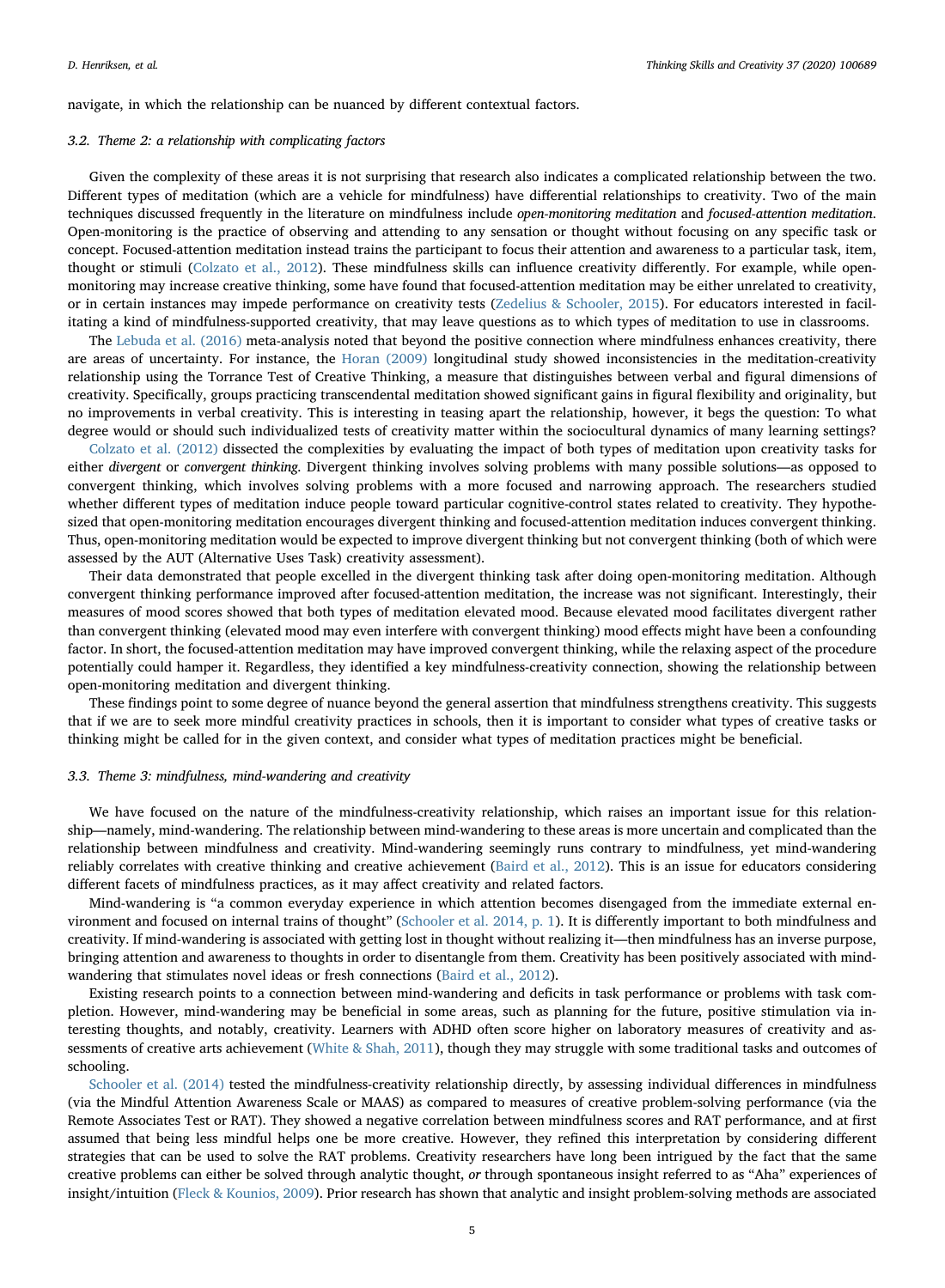navigate, in which the relationship can be nuanced by different contextual factors.

### 3.2. Theme 2: a relationship with complicating factors

Given the complexity of these areas it is not surprising that research also indicates a complicated relationship between the two. Different types of meditation (which are a vehicle for mindfulness) have differential relationships to creativity. Two of the main techniques discussed frequently in the literature on mindfulness include *open-monitoring meditation* and *focused-attention meditation*. Open-monitoring is the practice of observing and attending to any sensation or thought without focusing on any specific task or concept. Focused-attention meditation instead trains the participant to focus their attention and awareness to a particular task, item, thought or stimuli (Colzato et al., 2012). These mindfulness skills can influence creativity differently. For example, while open-monitoring may increase creative thinking, some have found that focused-attention meditation may be either unrelated to creativity, or in certain instances may impede performance on creativity tests (Zedelius & Schooler, 2015). For educators interested in facilitating a kind of mindfulness-supported creativity, that may leave questions as to which types of meditation to use in classrooms.

The Lebuda et al. (2016) meta-analysis noted that beyond the positive connection where mindfulness enhances creativity, there are areas of uncertainty. For instance, the Horan (2009) longitudinal study showed inconsistencies in the meditation-creativity relationship using the Torrance Test of Creative Thinking, a measure that distinguishes between verbal and figural dimensions of creativity. Specifically, groups practicing transcendental meditation showed significant gains in figural flexibility and originality, but no improvements in verbal creativity. This is interesting in teasing apart the relationship, however, it begs the question: To what degree would or should such individualized tests of creativity matter within the sociocultural dynamics of many learning settings?

Colzato et al. (2012) dissected the complexities by evaluating the impact of both types of meditation upon creativity tasks for either *divergent* or *convergent thinking.* Divergent thinking involves solving problems with many possible solutions—as opposed to convergent thinking, which involves solving problems with a more focused and narrowing approach. The researchers studied whether different types of meditation induce people toward particular cognitive-control states related to creativity. They hypothesized that open-monitoring meditation encourages divergent thinking and focused-attention meditation induces convergent thinking. Thus, open-monitoring meditation would be expected to improve divergent thinking but not convergent thinking (both of which were assessed by the AUT (Alternative Uses Task) creativity assessment).

Their data demonstrated that people excelled in the divergent thinking task after doing open-monitoring meditation. Although convergent thinking performance improved after focused-attention meditation, the increase was not significant. Interestingly, their measures of mood scores showed that both types of meditation elevated mood. Because elevated mood facilitates divergent rather than convergent thinking (elevated mood may even interfere with convergent thinking) mood effects might have been a confounding factor. In short, the focused-attention meditation may have improved convergent thinking, while the relaxing aspect of the procedure potentially could hamper it. Regardless, they identified a key mindfulness-creativity connection, showing the relationship between open-monitoring meditation and divergent thinking.

These findings point to some degree of nuance beyond the general assertion that mindfulness strengthens creativity. This suggests that if we are to seek more mindful creativity practices in schools, then it is important to consider what types of creative tasks or thinking might be called for in the given context, and consider what types of meditation practices might be beneficial.

### 3.3. Theme 3: mindfulness, mind-wandering and creativity

We have focused on the nature of the mindfulness-creativity relationship, which raises an important issue for this relationship—namely, mind-wandering. The relationship between mind-wandering to these areas is more uncertain and complicated than the relationship between mindfulness and creativity. Mind-wandering seemingly runs contrary to mindfulness, yet mind-wandering reliably correlates with creative thinking and creative achievement (Baird et al., 2012). This is an issue for educators considering different facets of mindfulness practices, as it may affect creativity and related factors.

Mind-wandering is "a common everyday experience in which attention becomes disengaged from the immediate external environment and focused on internal trains of thought" (Schooler et al. 2014, p. 1). It is differently important to both mindfulness and creativity. If mind-wandering is associated with getting lost in thought without realizing it—then mindfulness has an inverse purpose, bringing attention and awareness to thoughts in order to disentangle from them. Creativity has been positively associated with mind-wandering that stimulates novel ideas or fresh connections (Baird et al., 2012).

Existing research points to a connection between mind-wandering and deficits in task performance or problems with task completion. However, mind-wandering may be beneficial in some areas, such as planning for the future, positive stimulation via interesting thoughts, and notably, creativity. Learners with ADHD often score higher on laboratory measures of creativity and assessments of creative arts achievement (White & Shah, 2011), though they may struggle with some traditional tasks and outcomes of schooling.

Schooler et al. (2014) tested the mindfulness-creativity relationship directly, by assessing individual differences in mindfulness (via the Mindful Attention Awareness Scale or MAAS) as compared to measures of creative problem-solving performance (via the Remote Associates Test or RAT). They showed a negative correlation between mindfulness scores and RAT performance, and at first assumed that being less mindful helps one be more creative. However, they refined this interpretation by considering different strategies that can be used to solve the RAT problems. Creativity researchers have long been intrigued by the fact that the same creative problems can either be solved through analytic thought, *or* through spontaneous insight referred to as "Aha" experiences of insight/intuition (Fleck & Kounios, 2009). Prior research has shown that analytic and insight problem-solving methods are associated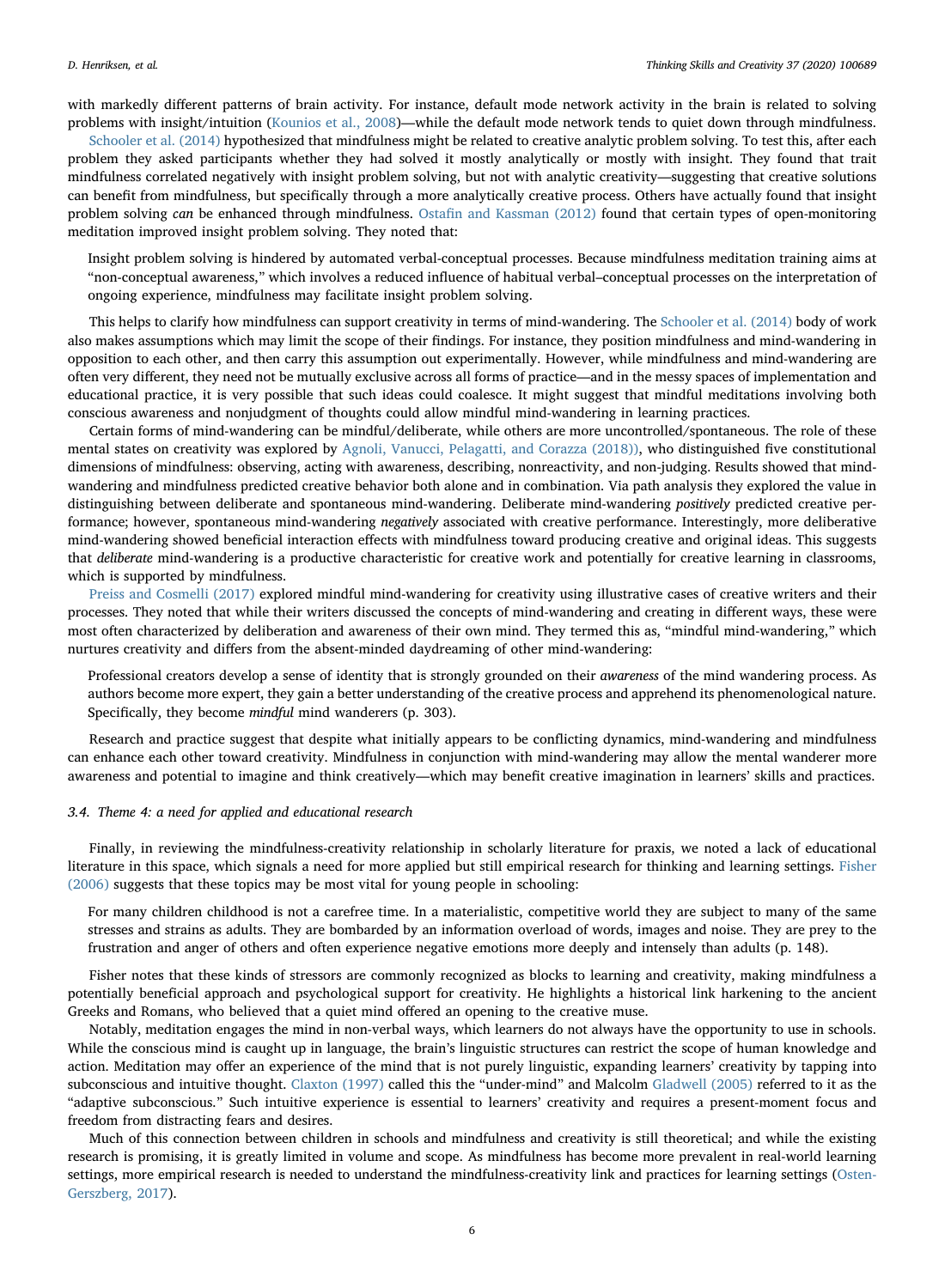with markedly different patterns of brain activity. For instance, default mode network activity in the brain is related to solving problems with insight/intuition (Kounios et al., 2008)—while the default mode network tends to quiet down through mindfulness.

Schooler et al. (2014) hypothesized that mindfulness might be related to creative analytic problem solving. To test this, after each problem they asked participants whether they had solved it mostly analytically or mostly with insight. They found that trait mindfulness correlated negatively with insight problem solving, but not with analytic creativity—suggesting that creative solutions can benefit from mindfulness, but specifically through a more analytically creative process. Others have actually found that insight problem solving *can* be enhanced through mindfulness. Ostafin and Kassman (2012) found that certain types of open-monitoring meditation improved insight problem solving. They noted that:

> Insight problem solving is hindered by automated verbal-conceptual processes. Because mindfulness meditation training aims at "non-conceptual awareness," which involves a reduced influence of habitual verbal–conceptual processes on the interpretation of ongoing experience, mindfulness may facilitate insight problem solving.

This helps to clarify how mindfulness can support creativity in terms of mind-wandering. The Schooler et al. (2014) body of work also makes assumptions which may limit the scope of their findings. For instance, they position mindfulness and mind-wandering in opposition to each other, and then carry this assumption out experimentally. However, while mindfulness and mind-wandering are often very different, they need not be mutually exclusive across all forms of practice—and in the messy spaces of implementation and educational practice, it is very possible that such ideas could coalesce. It might suggest that mindful meditations involving both conscious awareness and nonjudgment of thoughts could allow mindful mind-wandering in learning practices.

Certain forms of mind-wandering can be mindful/deliberate, while others are more uncontrolled/spontaneous. The role of these mental states on creativity was explored by Agnoli, Vanucci, Pelagatti, and Corazza (2018)), who distinguished five constitutional dimensions of mindfulness: observing, acting with awareness, describing, nonreactivity, and non-judging. Results showed that mind-wandering and mindfulness predicted creative behavior both alone and in combination. Via path analysis they explored the value in distinguishing between deliberate and spontaneous mind-wandering. Deliberate mind-wandering *positively* predicted creative performance; however, spontaneous mind-wandering *negatively* associated with creative performance. Interestingly, more deliberative mind-wandering showed beneficial interaction effects with mindfulness toward producing creative and original ideas. This suggests that *deliberate* mind-wandering is a productive characteristic for creative work and potentially for creative learning in classrooms, which is supported by mindfulness.

Preiss and Cosmelli (2017) explored mindful mind-wandering for creativity using illustrative cases of creative writers and their processes. They noted that while their writers discussed the concepts of mind-wandering and creating in different ways, these were most often characterized by deliberation and awareness of their own mind. They termed this as, "mindful mind-wandering," which nurtures creativity and differs from the absent-minded daydreaming of other mind-wandering:

> Professional creators develop a sense of identity that is strongly grounded on their *awareness* of the mind wandering process. As authors become more expert, they gain a better understanding of the creative process and apprehend its phenomenological nature. Specifically, they become *mindful* mind wanderers (p. 303).

Research and practice suggest that despite what initially appears to be conflicting dynamics, mind-wandering and mindfulness can enhance each other toward creativity. Mindfulness in conjunction with mind-wandering may allow the mental wanderer more awareness and potential to imagine and think creatively—which may benefit creative imagination in learners' skills and practices.

### 3.4. Theme 4: a need for applied and educational research

Finally, in reviewing the mindfulness-creativity relationship in scholarly literature for praxis, we noted a lack of educational literature in this space, which signals a need for more applied but still empirical research for thinking and learning settings. Fisher (2006) suggests that these topics may be most vital for young people in schooling:

> For many children childhood is not a carefree time. In a materialistic, competitive world they are subject to many of the same stresses and strains as adults. They are bombarded by an information overload of words, images and noise. They are prey to the frustration and anger of others and often experience negative emotions more deeply and intensely than adults (p. 148).

Fisher notes that these kinds of stressors are commonly recognized as blocks to learning and creativity, making mindfulness a potentially beneficial approach and psychological support for creativity. He highlights a historical link harkening to the ancient Greeks and Romans, who believed that a quiet mind offered an opening to the creative muse.

Notably, meditation engages the mind in non-verbal ways, which learners do not always have the opportunity to use in schools. While the conscious mind is caught up in language, the brain's linguistic structures can restrict the scope of human knowledge and action. Meditation may offer an experience of the mind that is not purely linguistic, expanding learners' creativity by tapping into subconscious and intuitive thought. Claxton (1997) called this the "under-mind" and Malcolm Gladwell (2005) referred to it as the "adaptive subconscious." Such intuitive experience is essential to learners' creativity and requires a present-moment focus and freedom from distracting fears and desires.

Much of this connection between children in schools and mindfulness and creativity is still theoretical; and while the existing research is promising, it is greatly limited in volume and scope. As mindfulness has become more prevalent in real-world learning settings, more empirical research is needed to understand the mindfulness-creativity link and practices for learning settings (Osten-Gerszberg, 2017).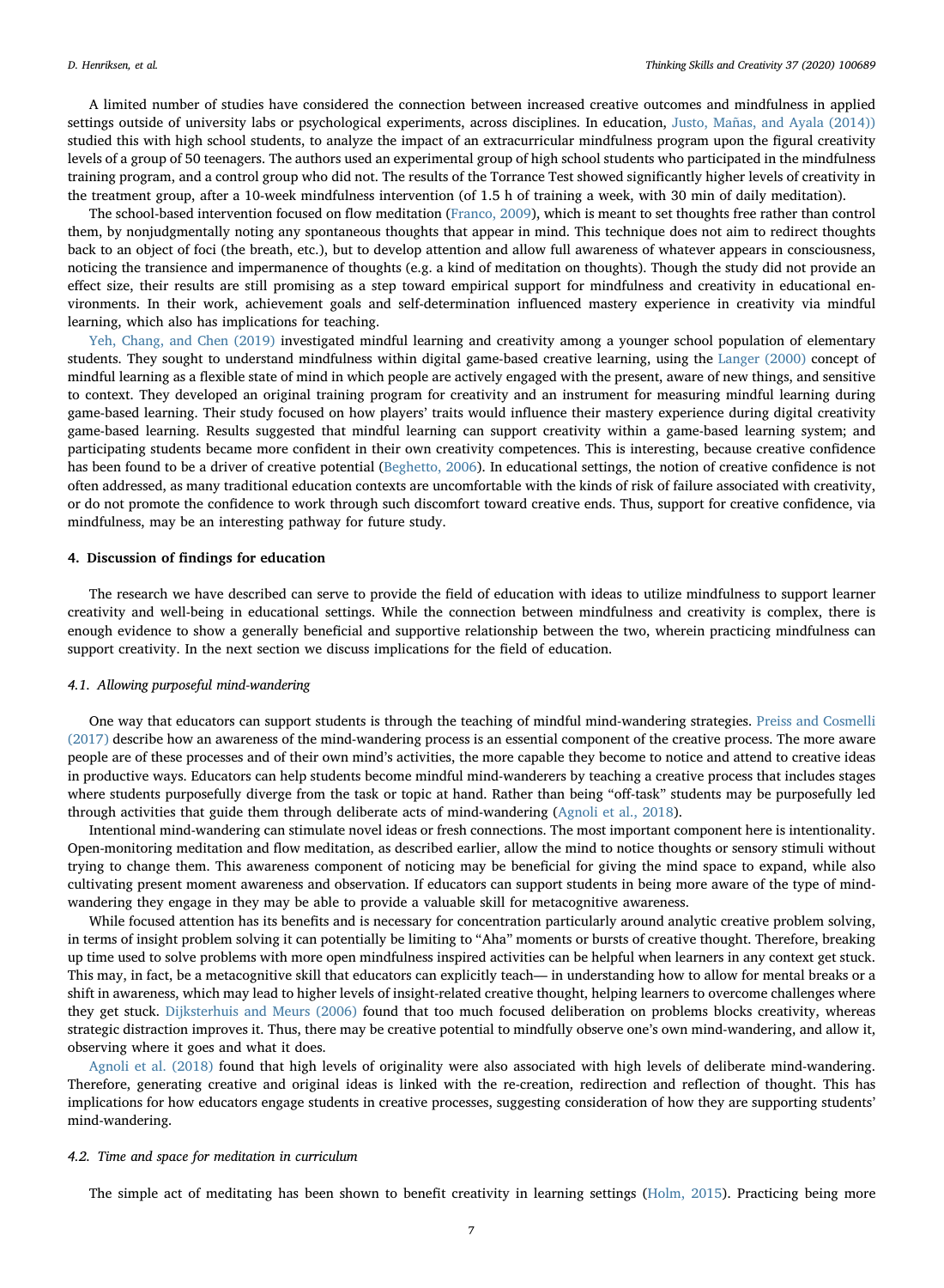A limited number of studies have considered the connection between increased creative outcomes and mindfulness in applied settings outside of university labs or psychological experiments, across disciplines. In education, Justo, Mañas, and Ayala (2014)) studied this with high school students, to analyze the impact of an extracurricular mindfulness program upon the figural creativity levels of a group of 50 teenagers. The authors used an experimental group of high school students who participated in the mindfulness training program, and a control group who did not. The results of the Torrance Test showed significantly higher levels of creativity in the treatment group, after a 10-week mindfulness intervention (of 1.5 h of training a week, with 30 min of daily meditation).

The school-based intervention focused on flow meditation (Franco, 2009), which is meant to set thoughts free rather than control them, by nonjudgmentally noting any spontaneous thoughts that appear in mind. This technique does not aim to redirect thoughts back to an object of foci (the breath, etc.), but to develop attention and allow full awareness of whatever appears in consciousness, noticing the transience and impermanence of thoughts (e.g. a kind of meditation on thoughts). Though the study did not provide an effect size, their results are still promising as a step toward empirical support for mindfulness and creativity in educational environments. In their work, achievement goals and self-determination influenced mastery experience in creativity via mindful learning, which also has implications for teaching.

Yeh, Chang, and Chen (2019) investigated mindful learning and creativity among a younger school population of elementary students. They sought to understand mindfulness within digital game-based creative learning, using the Langer (2000) concept of mindful learning as a flexible state of mind in which people are actively engaged with the present, aware of new things, and sensitive to context. They developed an original training program for creativity and an instrument for measuring mindful learning during game-based learning. Their study focused on how players' traits would influence their mastery experience during digital creativity game-based learning. Results suggested that mindful learning can support creativity within a game-based learning system; and participating students became more confident in their own creativity competences. This is interesting, because creative confidence has been found to be a driver of creative potential (Beghetto, 2006). In educational settings, the notion of creative confidence is not often addressed, as many traditional education contexts are uncomfortable with the kinds of risk of failure associated with creativity, or do not promote the confidence to work through such discomfort toward creative ends. Thus, support for creative confidence, via mindfulness, may be an interesting pathway for future study.

## 4. Discussion of findings for education

The research we have described can serve to provide the field of education with ideas to utilize mindfulness to support learner creativity and well-being in educational settings. While the connection between mindfulness and creativity is complex, there is enough evidence to show a generally beneficial and supportive relationship between the two, wherein practicing mindfulness can support creativity. In the next section we discuss implications for the field of education.

### 4.1. Allowing purposeful mind-wandering

One way that educators can support students is through the teaching of mindful mind-wandering strategies. Preiss and Cosmelli (2017) describe how an awareness of the mind-wandering process is an essential component of the creative process. The more aware people are of these processes and of their own mind's activities, the more capable they become to notice and attend to creative ideas in productive ways. Educators can help students become mindful mind-wanderers by teaching a creative process that includes stages where students purposefully diverge from the task or topic at hand. Rather than being "off-task" students may be purposefully led through activities that guide them through deliberate acts of mind-wandering (Agnoli et al., 2018).

Intentional mind-wandering can stimulate novel ideas or fresh connections. The most important component here is intentionality. Open-monitoring meditation and flow meditation, as described earlier, allow the mind to notice thoughts or sensory stimuli without trying to change them. This awareness component of noticing may be beneficial for giving the mind space to expand, while also cultivating present moment awareness and observation. If educators can support students in being more aware of the type of mind-wandering they engage in they may be able to provide a valuable skill for metacognitive awareness.

While focused attention has its benefits and is necessary for concentration particularly around analytic creative problem solving, in terms of insight problem solving it can potentially be limiting to "Aha" moments or bursts of creative thought. Therefore, breaking up time used to solve problems with more open mindfulness inspired activities can be helpful when learners in any context get stuck. This may, in fact, be a metacognitive skill that educators can explicitly teach— in understanding how to allow for mental breaks or a shift in awareness, which may lead to higher levels of insight-related creative thought, helping learners to overcome challenges where they get stuck. Dijksterhuis and Meurs (2006) found that too much focused deliberation on problems blocks creativity, whereas strategic distraction improves it. Thus, there may be creative potential to mindfully observe one's own mind-wandering, and allow it, observing where it goes and what it does.

Agnoli et al. (2018) found that high levels of originality were also associated with high levels of deliberate mind-wandering. Therefore, generating creative and original ideas is linked with the re-creation, redirection and reflection of thought. This has implications for how educators engage students in creative processes, suggesting consideration of how they are supporting students' mind-wandering.

### 4.2. Time and space for meditation in curriculum

The simple act of meditating has been shown to benefit creativity in learning settings (Holm, 2015). Practicing being more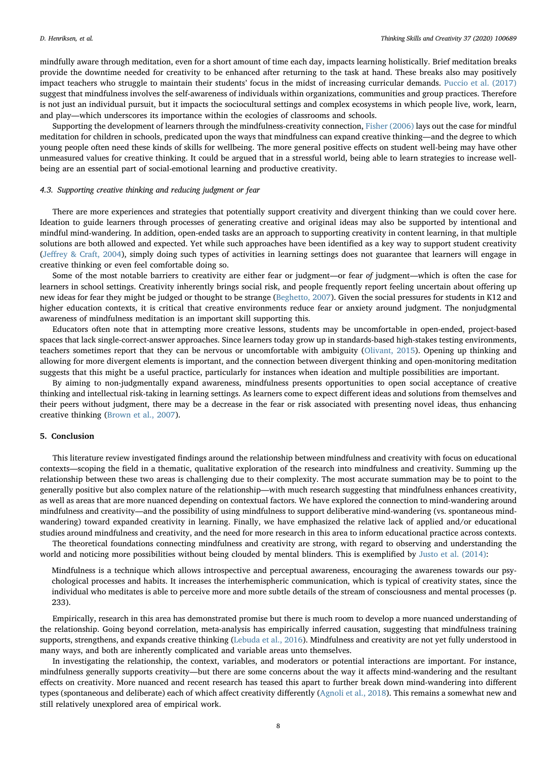mindfully aware through meditation, even for a short amount of time each day, impacts learning holistically. Brief meditation breaks provide the downtime needed for creativity to be enhanced after returning to the task at hand. These breaks also may positively impact teachers who struggle to maintain their students' focus in the midst of increasing curricular demands. Puccio et al. (2017) suggest that mindfulness involves the self-awareness of individuals within organizations, communities and group practices. Therefore is not just an individual pursuit, but it impacts the sociocultural settings and complex ecosystems in which people live, work, learn, and play—which underscores its importance within the ecologies of classrooms and schools.

Supporting the development of learners through the mindfulness-creativity connection, Fisher (2006) lays out the case for mindful meditation for children in schools, predicated upon the ways that mindfulness can expand creative thinking—and the degree to which young people often need these kinds of skills for wellbeing. The more general positive effects on student well-being may have other unmeasured values for creative thinking. It could be argued that in a stressful world, being able to learn strategies to increase well-being are an essential part of social-emotional learning and productive creativity.

### 4.3. Supporting creative thinking and reducing judgment or fear

There are more experiences and strategies that potentially support creativity and divergent thinking than we could cover here. Ideation to guide learners through processes of generating creative and original ideas may also be supported by intentional and mindful mind-wandering. In addition, open-ended tasks are an approach to supporting creativity in content learning, in that multiple solutions are both allowed and expected. Yet while such approaches have been identified as a key way to support student creativity (Jeffrey & Craft, 2004), simply doing such types of activities in learning settings does not guarantee that learners will engage in creative thinking or even feel comfortable doing so.

Some of the most notable barriers to creativity are either fear or judgment—or fear *of* judgment—which is often the case for learners in school settings. Creativity inherently brings social risk, and people frequently report feeling uncertain about offering up new ideas for fear they might be judged or thought to be strange (Beghetto, 2007). Given the social pressures for students in K12 and higher education contexts, it is critical that creative environments reduce fear or anxiety around judgment. The nonjudgmental awareness of mindfulness meditation is an important skill supporting this.

Educators often note that in attempting more creative lessons, students may be uncomfortable in open-ended, project-based spaces that lack single-correct-answer approaches. Since learners today grow up in standards-based high-stakes testing environments, teachers sometimes report that they can be nervous or uncomfortable with ambiguity (Olivant, 2015). Opening up thinking and allowing for more divergent elements is important, and the connection between divergent thinking and open-monitoring meditation suggests that this might be a useful practice, particularly for instances when ideation and multiple possibilities are important.

By aiming to non-judgmentally expand awareness, mindfulness presents opportunities to open social acceptance of creative thinking and intellectual risk-taking in learning settings. As learners come to expect different ideas and solutions from themselves and their peers without judgment, there may be a decrease in the fear or risk associated with presenting novel ideas, thus enhancing creative thinking (Brown et al., 2007).

## 5. Conclusion

This literature review investigated findings around the relationship between mindfulness and creativity with focus on educational contexts—scoping the field in a thematic, qualitative exploration of the research into mindfulness and creativity. Summing up the relationship between these two areas is challenging due to their complexity. The most accurate summation may be to point to the generally positive but also complex nature of the relationship—with much research suggesting that mindfulness enhances creativity, as well as areas that are more nuanced depending on contextual factors. We have explored the connection to mind-wandering around mindfulness and creativity—and the possibility of using mindfulness to support deliberative mind-wandering (vs. spontaneous mind-wandering) toward expanded creativity in learning. Finally, we have emphasized the relative lack of applied and/or educational studies around mindfulness and creativity, and the need for more research in this area to inform educational practice across contexts.

The theoretical foundations connecting mindfulness and creativity are strong, with regard to observing and understanding the world and noticing more possibilities without being clouded by mental blinders. This is exemplified by Justo et al. (2014):

> Mindfulness is a technique which allows introspective and perceptual awareness, encouraging the awareness towards our psychological processes and habits. It increases the interhemispheric communication, which is typical of creativity states, since the individual who meditates is able to perceive more and more subtle details of the stream of consciousness and mental processes (p. 233).

Empirically, research in this area has demonstrated promise but there is much room to develop a more nuanced understanding of the relationship. Going beyond correlation, meta-analysis has empirically inferred causation, suggesting that mindfulness training supports, strengthens, and expands creative thinking (Lebuda et al., 2016). Mindfulness and creativity are not yet fully understood in many ways, and both are inherently complicated and variable areas unto themselves.

In investigating the relationship, the context, variables, and moderators or potential interactions are important. For instance, mindfulness generally supports creativity—but there are some concerns about the way it affects mind-wandering and the resultant effects on creativity. More nuanced and recent research has teased this apart to further break down mind-wandering into different types (spontaneous and deliberate) each of which affect creativity differently (Agnoli et al., 2018). This remains a somewhat new and still relatively unexplored area of empirical work.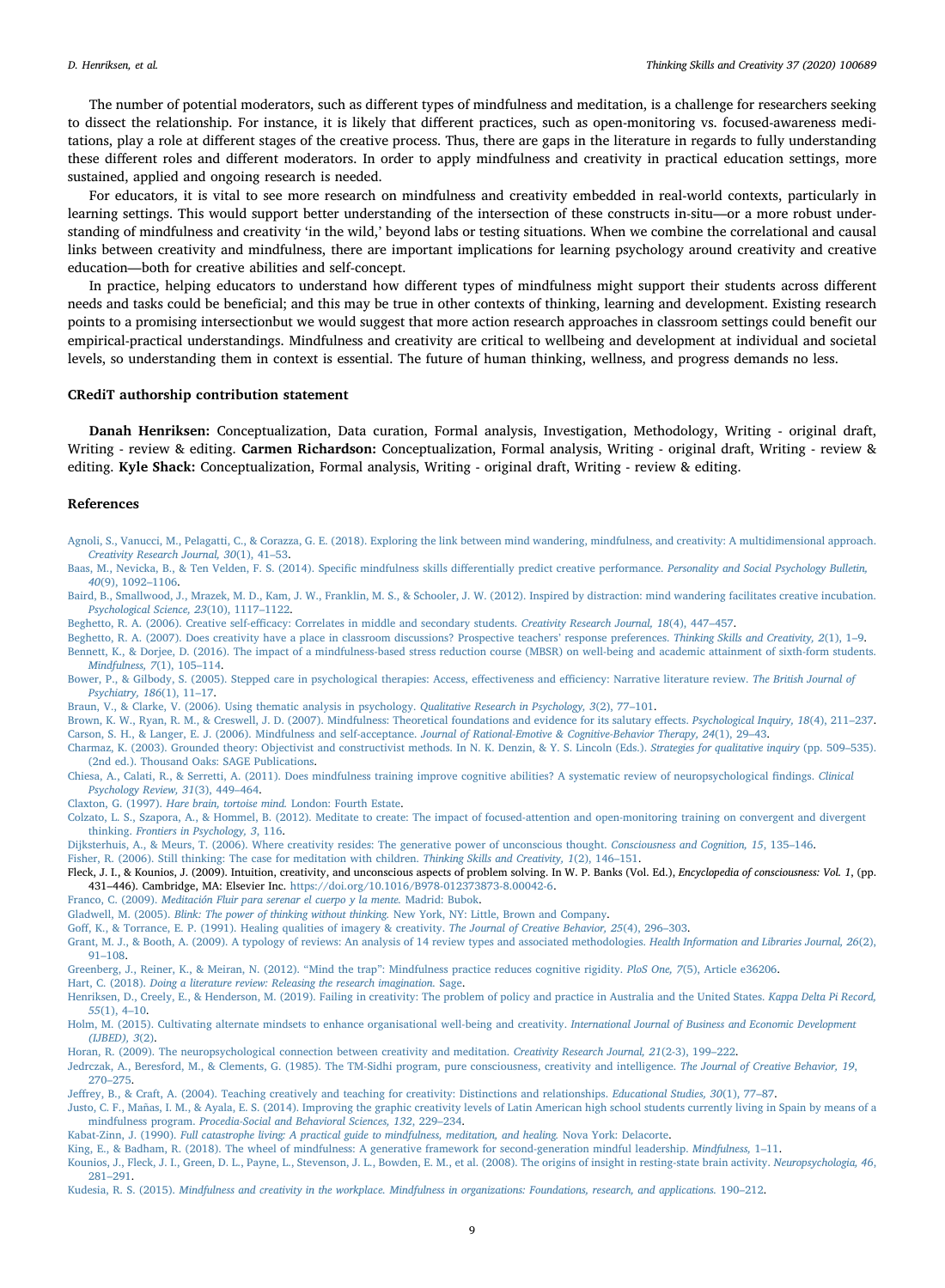The number of potential moderators, such as different types of mindfulness and meditation, is a challenge for researchers seeking to dissect the relationship. For instance, it is likely that different practices, such as open-monitoring vs. focused-awareness meditations, play a role at different stages of the creative process. Thus, there are gaps in the literature in regards to fully understanding these different roles and different moderators. In order to apply mindfulness and creativity in practical education settings, more sustained, applied and ongoing research is needed.

For educators, it is vital to see more research on mindfulness and creativity embedded in real-world contexts, particularly in learning settings. This would support better understanding of the intersection of these constructs in-situ—or a more robust understanding of mindfulness and creativity 'in the wild,' beyond labs or testing situations. When we combine the correlational and causal links between creativity and mindfulness, there are important implications for learning psychology around creativity and creative education—both for creative abilities and self-concept.

In practice, helping educators to understand how different types of mindfulness might support their students across different needs and tasks could be beneficial; and this may be true in other contexts of thinking, learning and development. Existing research points to a promising intersectionbut we would suggest that more action research approaches in classroom settings could benefit our empirical-practical understandings. Mindfulness and creativity are critical to wellbeing and development at individual and societal levels, so understanding them in context is essential. The future of human thinking, wellness, and progress demands no less.

## CRediT authorship contribution statement

**Danah Henriksen:** Conceptualization, Data curation, Formal analysis, Investigation, Methodology, Writing - original draft, Writing - review & editing. **Carmen Richardson:** Conceptualization, Formal analysis, Writing - original draft, Writing - review & editing. **Kyle Shack:** Conceptualization, Formal analysis, Writing - original draft, Writing - review & editing.

## References

Agnoli, S., Vanucci, M., Pelagatti, C., & Corazza, G. E. (2018). Exploring the link between mind wandering, mindfulness, and creativity: A multidimensional approach. *Creativity Research Journal, 30*(1), 41–53.

Baas, M., Nevicka, B., & Ten Velden, F. S. (2014). Specific mindfulness skills differentially predict creative performance. *Personality and Social Psychology Bulletin, 40*(9), 1092–1106.

Baird, B., Smallwood, J., Mrazek, M. D., Kam, J. W., Franklin, M. S., & Schooler, J. W. (2012). Inspired by distraction: mind wandering facilitates creative incubation. *Psychological Science, 23*(10), 1117–1122.

Beghetto, R. A. (2006). Creative self-efficacy: Correlates in middle and secondary students. *Creativity Research Journal, 18*(4), 447–457.

Beghetto, R. A. (2007). Does creativity have a place in classroom discussions? Prospective teachers' response preferences. *Thinking Skills and Creativity, 2*(1), 1–9.

Bennett, K., & Dorjee, D. (2016). The impact of a mindfulness-based stress reduction course (MBSR) on well-being and academic attainment of sixth-form students. *Mindfulness, 7*(1), 105–114.

Bower, P., & Gilbody, S. (2005). Stepped care in psychological therapies: Access, effectiveness and efficiency: Narrative literature review. *The British Journal of Psychiatry, 186*(1), 11–17.

Braun, V., & Clarke, V. (2006). Using thematic analysis in psychology. *Qualitative Research in Psychology, 3*(2), 77–101.

Brown, K. W., Ryan, R. M., & Creswell, J. D. (2007). Mindfulness: Theoretical foundations and evidence for its salutary effects. *Psychological Inquiry, 18*(4), 211–237.

Carson, S. H., & Langer, E. J. (2006). Mindfulness and self-acceptance. *Journal of Rational-Emotive & Cognitive-Behavior Therapy, 24*(1), 29–43.

Charmaz, K. (2003). Grounded theory: Objectivist and constructivist methods. In N. K. Denzin, & Y. S. Lincoln (Eds.). *Strategies for qualitative inquiry* (pp. 509–535). (2nd ed.). Thousand Oaks: SAGE Publications.

Chiesa, A., Calati, R., & Serretti, A. (2011). Does mindfulness training improve cognitive abilities? A systematic review of neuropsychological findings. *Clinical Psychology Review, 31*(3), 449–464.

Claxton, G. (1997). *Hare brain, tortoise mind.* London: Fourth Estate.

Colzato, L. S., Szapora, A., & Hommel, B. (2012). Meditate to create: The impact of focused-attention and open-monitoring training on convergent and divergent thinking. *Frontiers in Psychology, 3,* 116.

Dijksterhuis, A., & Meurs, T. (2006). Where creativity resides: The generative power of unconscious thought. *Consciousness and Cognition, 15*, 135–146.

Fisher, R. (2006). Still thinking: The case for meditation with children. *Thinking Skills and Creativity, 1*(2), 146–151.

Fleck, J. I., & Kounios, J. (2009). Intuition, creativity, and unconscious aspects of problem solving. In W. P. Banks (Vol. Ed.), *Encyclopedia of consciousness: Vol. 1*, (pp. 431–446). Cambridge, MA: Elsevier Inc. https://doi.org/10.1016/B978-012373873-8.00042-6.

Franco, C. (2009). *Meditación Fluir para serenar el cuerpo y la mente.* Madrid: Bubok.

Gladwell, M. (2005). *Blink: The power of thinking without thinking.* New York, NY: Little, Brown and Company.

Goff, K., & Torrance, E. P. (1991). Healing qualities of imagery & creativity. *The Journal of Creative Behavior, 25*(4), 296–303.

Grant, M. J., & Booth, A. (2009). A typology of reviews: An analysis of 14 review types and associated methodologies. *Health Information and Libraries Journal, 26*(2), 91–108.

Greenberg, J., Reiner, K., & Meiran, N. (2012). "Mind the trap": Mindfulness practice reduces cognitive rigidity. *PloS One, 7*(5), Article e36206.

Hart, C. (2018). *Doing a literature review: Releasing the research imagination.* Sage.

Henriksen, D., Creely, E., & Henderson, M. (2019). Failing in creativity: The problem of policy and practice in Australia and the United States. *Kappa Delta Pi Record, 55*(1), 4–10.

Holm, M. (2015). Cultivating alternate mindsets to enhance organisational well-being and creativity. *International Journal of Business and Economic Development (IJBED), 3*(2).

Horan, R. (2009). The neuropsychological connection between creativity and meditation. *Creativity Research Journal, 21*(2-3), 199–222.

Jedrczak, A., Beresford, M., & Clements, G. (1985). The TM-Sidhi program, pure consciousness, creativity and intelligence. *The Journal of Creative Behavior, 19*, 270–275.

Jeffrey, B., & Craft, A. (2004). Teaching creatively and teaching for creativity: Distinctions and relationships. *Educational Studies, 30*(1), 77–87.

Justo, C. F., Mañas, I. M., & Ayala, E. S. (2014). Improving the graphic creativity levels of Latin American high school students currently living in Spain by means of a mindfulness program. *Procedia-Social and Behavioral Sciences, 132,* 229–234.

Kabat-Zinn, J. (1990). *Full catastrophe living: A practical guide to mindfulness, meditation, and healing.* Nova York: Delacorte.

King, E., & Badham, R. (2018). The wheel of mindfulness: A generative framework for second-generation mindful leadership. *Mindfulness,* 1–11.

Kounios, J., Fleck, J. I., Green, D. L., Payne, L., Stevenson, J. L., Bowden, E. M., et al. (2008). The origins of insight in resting-state brain activity. *Neuropsychologia, 46*, 281–291.

Kudesia, R. S. (2015). *Mindfulness and creativity in the workplace. Mindfulness in organizations: Foundations, research, and applications.* 190–212.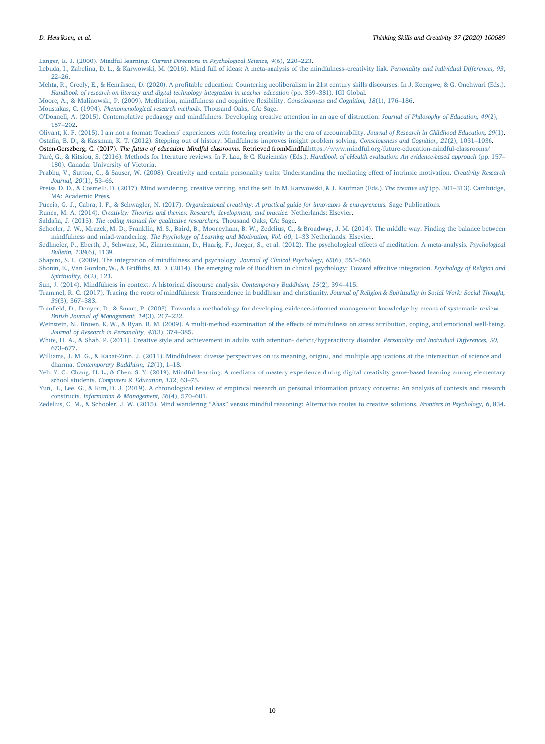Langer, E. J. (2000). Mindful learning. *Current Directions in Psychological Science, 9*(6), 220–223.

Lebuda, I., Zabelina, D. L., & Karwowski, M. (2016). Mind full of ideas: A meta-analysis of the mindfulness–creativity link. *Personality and Individual Differences, 93*, 22–26.

Mehta, R., Creely, E., & Henriksen, D. (2020). A profitable education: Countering neoliberalism in 21st century skills discourses. In J. Keengwe, & G. Onchwari (Eds.). *Handbook of research on literacy and digital technology integration in teacher education* (pp. 359–381). IGI Global.

Moore, A., & Malinowski, P. (2009). Meditation, mindfulness and cognitive flexibility. *Consciousness and Cognition, 18*(1), 176–186.

Moustakas, C. (1994). *Phenomenological research methods.* Thousand Oaks, CA: Sage.

O'Donnell, A. (2015). Contemplative pedagogy and mindfulness: Developing creative attention in an age of distraction. *Journal of Philosophy of Education, 49*(2), 187–202.

Olivant, K. F. (2015). I am not a format: Teachers' experiences with fostering creativity in the era of accountability. *Journal of Research in Childhood Education, 29*(1).

Ostafin, B. D., & Kassman, K. T. (2012). Stepping out of history: Mindfulness improves insight problem solving. *Consciousness and Cognition, 21*(2), 1031–1036.

Osten-Gerszberg, C. (2017). *The future of education: Mindful classrooms.* Retrieved fromMindfulhttps://www.mindful.org/future-education-mindful-classrooms/.

Paré, G., & Kitsiou, S. (2016). Methods for literature reviews. In F. Lau, & C. Kuziemsky (Eds.). *Handbook of eHealth evaluation: An evidence-based approach* (pp. 157–180). Canada: University of Victoria.

Prabhu, V., Sutton, C., & Sauser, W. (2008). Creativity and certain personality traits: Understanding the mediating effect of intrinsic motivation. *Creativity Research Journal, 20*(1), 53–66.

Preiss, D. D., & Cosmelli, D. (2017). Mind wandering, creative writing, and the self. In M. Karwowski, & J. Kaufman (Eds.). *The creative self* (pp. 301–313). Cambridge, MA: Academic Press.

Puccio, G. J., Cabra, I. F., & Schwagler, N. (2017). *Organizational creativity: A practical guide for innovators & entrepreneurs.* Sage Publications.

Runco, M. A. (2014). *Creativity: Theories and themes: Research, development, and practice.* Netherlands: Elsevier.

Saldaña, J. (2015). *The coding manual for qualitative researchers.* Thousand Oaks, CA: Sage.

Schooler, J. W., Mrazek, M. D., Franklin, M. S., Baird, B., Mooneyham, B. W., Zedelius, C., & Broadway, J. M. (2014). The middle way: Finding the balance between mindfulness and mind-wandering. *The Psychology of Learning and Motivation, Vol. 60*, 1–33 Netherlands: Elsevier.

Sedlmeier, P., Eberth, J., Schwarz, M., Zimmermann, D., Haarig, F., Jaeger, S., et al. (2012). The psychological effects of meditation: A meta-analysis. *Psychological Bulletin, 138*(6), 1139.

Shapiro, S. L. (2009). The integration of mindfulness and psychology. *Journal of Clinical Psychology, 65*(6), 555–560.

Shonin, E., Van Gordon, W., & Griffiths, M. D. (2014). The emerging role of Buddhism in clinical psychology: Toward effective integration. *Psychology of Religion and Spirituality, 6*(2), 123.

Sun, J. (2014). Mindfulness in context: A historical discourse analysis. *Contemporary Buddhism, 15*(2), 394–415.

Trammel, R. C. (2017). Tracing the roots of mindfulness: Transcendence in buddhism and christianity. *Journal of Religion & Spirituality in Social Work: Social Thought, 36*(3), 367–383.

Tranfield, D., Denyer, D., & Smart, P. (2003). Towards a methodology for developing evidence-informed management knowledge by means of systematic review. *British Journal of Management, 14*(3), 207–222.

Weinstein, N., Brown, K. W., & Ryan, R. M. (2009). A multi-method examination of the effects of mindfulness on stress attribution, coping, and emotional well-being. *Journal of Research in Personality, 43*(3), 374–385.

White, H. A., & Shah, P. (2011). Creative style and achievement in adults with attention- deficit/hyperactivity disorder. *Personality and Individual Differences, 50*, 673–677.

Williams, J. M. G., & Kabat-Zinn, J. (2011). Mindfulness: diverse perspectives on its meaning, origins, and multiple applications at the intersection of science and dharma. *Contemporary Buddhism, 12*(1), 1–18.

Yeh, Y. C., Chang, H. L., & Chen, S. Y. (2019). Mindful learning: A mediator of mastery experience during digital creativity game-based learning among elementary school students. *Computers & Education, 132*, 63–75.

Yun, H., Lee, G., & Kim, D. J. (2019). A chronological review of empirical research on personal information privacy concerns: An analysis of contexts and research constructs. *Information & Management, 56*(4), 570–601.

Zedelius, C. M., & Schooler, J. W. (2015). Mind wandering "Ahas" versus mindful reasoning: Alternative routes to creative solutions. *Frontiers in Psychology, 6*, 834.